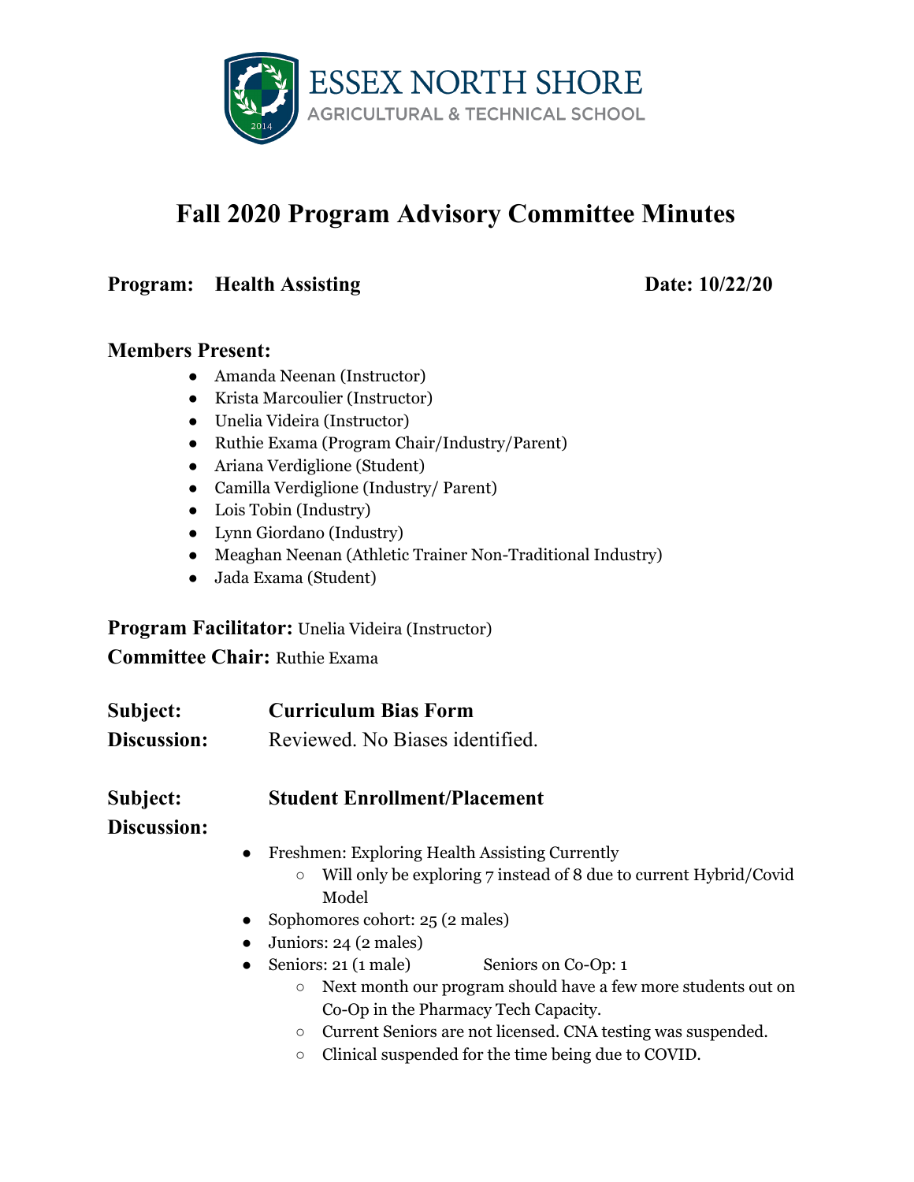**ESSEX NORTH SHORE**
AGRICULTURAL & TECHNICAL SCHOOL

# Fall 2020 Program Advisory Committee Minutes

**Program: Health Assisting** **Date: 10/22/20**

**Members Present:**

- Amanda Neenan (Instructor)
- Krista Marcoulier (Instructor)
- Unelia Videira (Instructor)
- Ruthie Exama (Program Chair/Industry/Parent)
- Ariana Verdiglione (Student)
- Camilla Verdiglione (Industry/ Parent)
- Lois Tobin (Industry)
- Lynn Giordano (Industry)
- Meaghan Neenan (Athletic Trainer Non-Traditional Industry)
- Jada Exama (Student)

**Program Facilitator:** Unelia Videira (Instructor)

**Committee Chair:** Ruthie Exama

**Subject:** **Curriculum Bias Form**

**Discussion:** Reviewed. No Biases identified.

**Subject:** **Student Enrollment/Placement**

**Discussion:**

- Freshmen: Exploring Health Assisting Currently
  - Will only be exploring 7 instead of 8 due to current Hybrid/Covid Model
- Sophomores cohort: 25 (2 males)
- Juniors: 24 (2 males)
- Seniors: 21 (1 male) Seniors on Co-Op: 1
  - Next month our program should have a few more students out on Co-Op in the Pharmacy Tech Capacity.
  - Current Seniors are not licensed. CNA testing was suspended.
  - Clinical suspended for the time being due to COVID.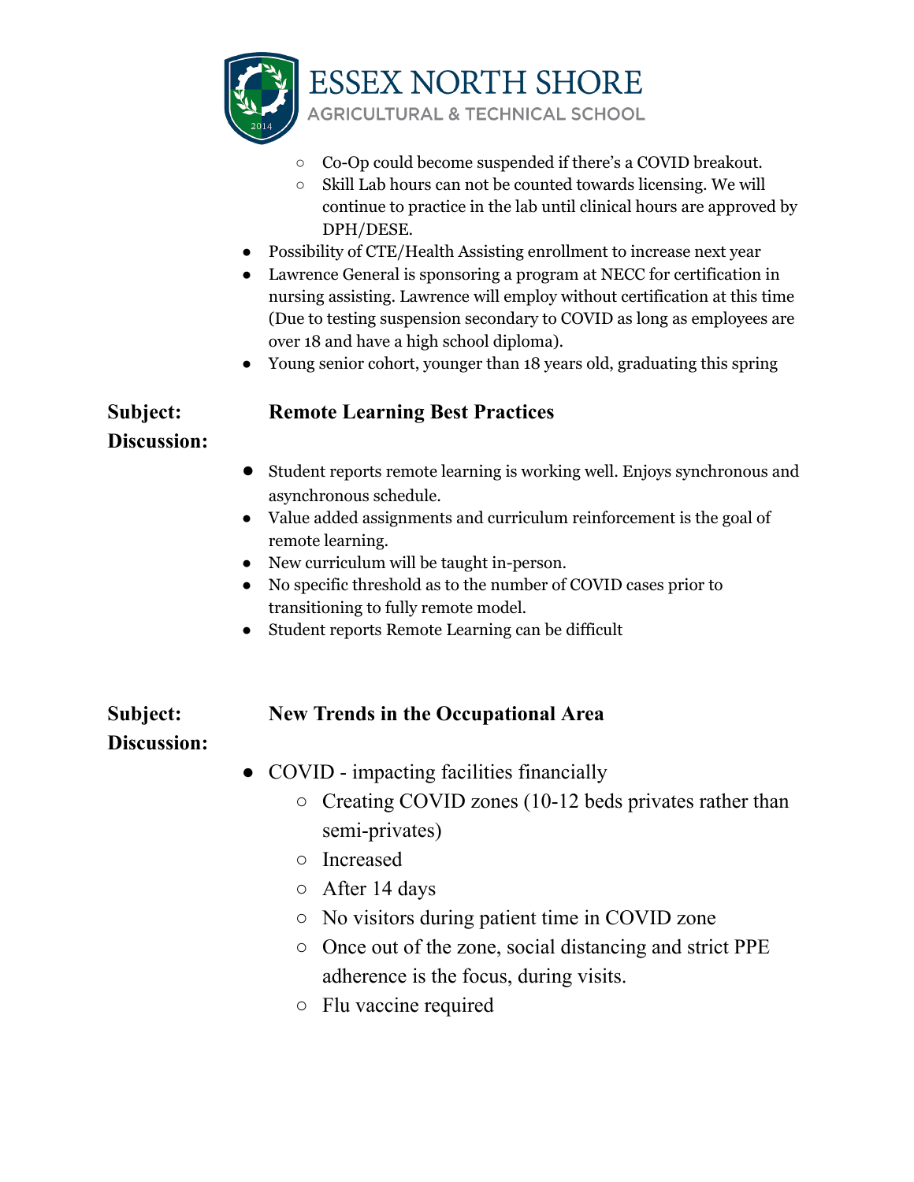- Co-Op could become suspended if there's a COVID breakout.
  - Skill Lab hours can not be counted towards licensing. We will continue to practice in the lab until clinical hours are approved by DPH/DESE.
- Possibility of CTE/Health Assisting enrollment to increase next year
- Lawrence General is sponsoring a program at NECC for certification in nursing assisting. Lawrence will employ without certification at this time (Due to testing suspension secondary to COVID as long as employees are over 18 and have a high school diploma).
- Young senior cohort, younger than 18 years old, graduating this spring

**Subject:** **Remote Learning Best Practices**

**Discussion:**

- Student reports remote learning is working well. Enjoys synchronous and asynchronous schedule.
- Value added assignments and curriculum reinforcement is the goal of remote learning.
- New curriculum will be taught in-person.
- No specific threshold as to the number of COVID cases prior to transitioning to fully remote model.
- Student reports Remote Learning can be difficult

**Subject:** **New Trends in the Occupational Area**

**Discussion:**

- COVID - impacting facilities financially
  - Creating COVID zones (10-12 beds privates rather than semi-privates)
  - Increased
  - After 14 days
  - No visitors during patient time in COVID zone
  - Once out of the zone, social distancing and strict PPE adherence is the focus, during visits.
  - Flu vaccine required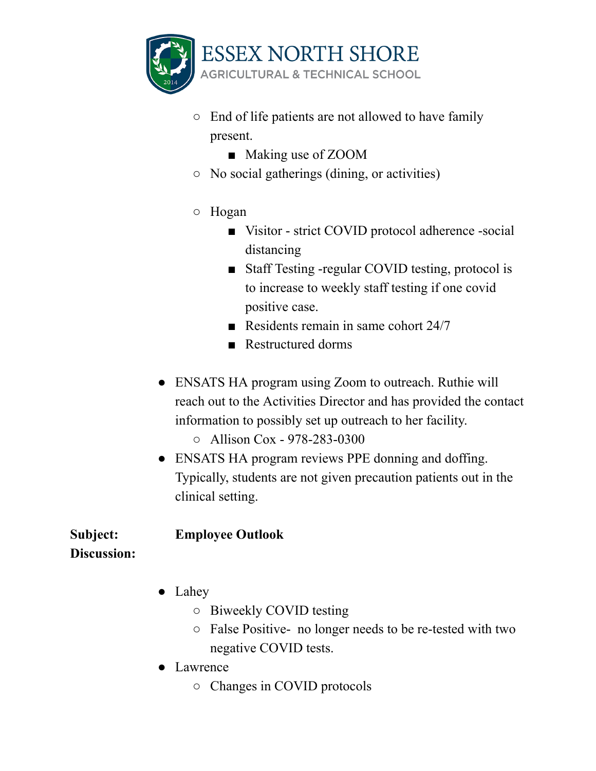- End of life patients are not allowed to have family present.
  - Making use of ZOOM
- No social gatherings (dining, or activities)

- Hogan
  - Visitor - strict COVID protocol adherence -social distancing
  - Staff Testing -regular COVID testing, protocol is to increase to weekly staff testing if one covid positive case.
  - Residents remain in same cohort 24/7
  - Restructured dorms

- ENSATS HA program using Zoom to outreach. Ruthie will reach out to the Activities Director and has provided the contact information to possibly set up outreach to her facility.
  - Allison Cox - 978-283-0300
- ENSATS HA program reviews PPE donning and doffing. Typically, students are not given precaution patients out in the clinical setting.

**Subject:** **Employee Outlook**

**Discussion:**

- Lahey
  - Biweekly COVID testing
  - False Positive- no longer needs to be re-tested with two negative COVID tests.
- Lawrence
  - Changes in COVID protocols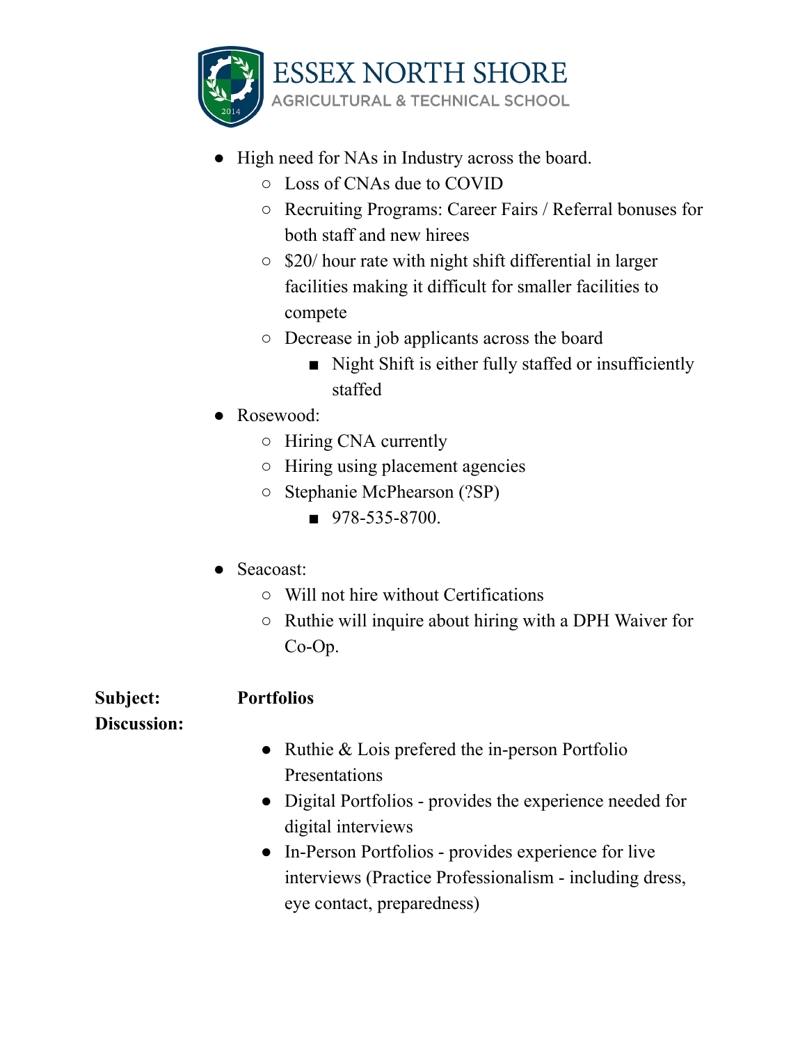- High need for NAs in Industry across the board.
  - Loss of CNAs due to COVID
  - Recruiting Programs: Career Fairs / Referral bonuses for both staff and new hirees
  - $20/ hour rate with night shift differential in larger facilities making it difficult for smaller facilities to compete
  - Decrease in job applicants across the board
    - Night Shift is either fully staffed or insufficiently staffed
- Rosewood:
  - Hiring CNA currently
  - Hiring using placement agencies
  - Stephanie McPhearson (?SP)
    - 978-535-8700.

- Seacoast:
  - Will not hire without Certifications
  - Ruthie will inquire about hiring with a DPH Waiver for Co-Op.

**Subject:** **Portfolios**

**Discussion:**

- Ruthie & Lois prefered the in-person Portfolio Presentations
- Digital Portfolios - provides the experience needed for digital interviews
- In-Person Portfolios - provides experience for live interviews (Practice Professionalism - including dress, eye contact, preparedness)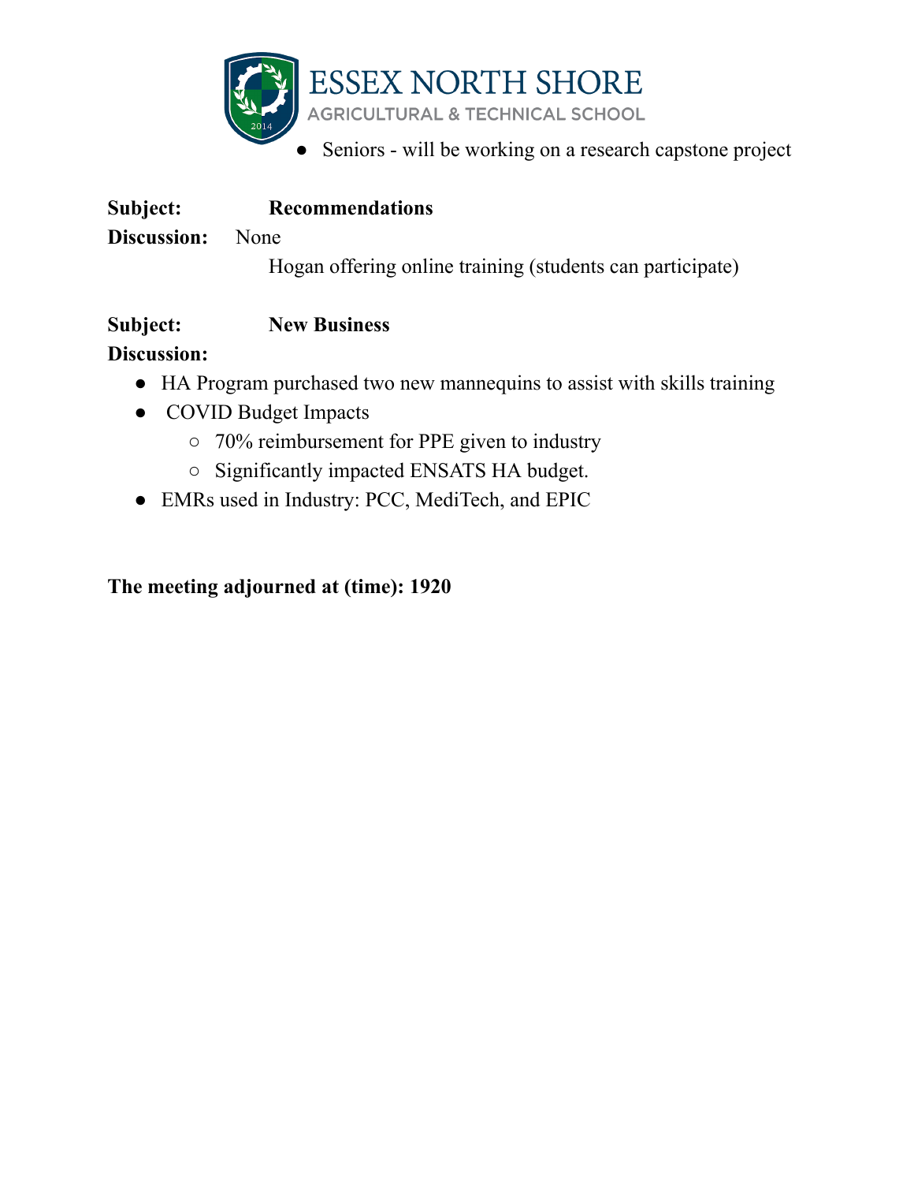- Seniors - will be working on a research capstone project

**Subject:** **Recommendations**

**Discussion:** None

Hogan offering online training (students can participate)

**Subject:** **New Business**

**Discussion:**

- HA Program purchased two new mannequins to assist with skills training
- COVID Budget Impacts
  - 70% reimbursement for PPE given to industry
  - Significantly impacted ENSATS HA budget.
- EMRs used in Industry: PCC, MediTech, and EPIC

**The meeting adjourned at (time): 1920**